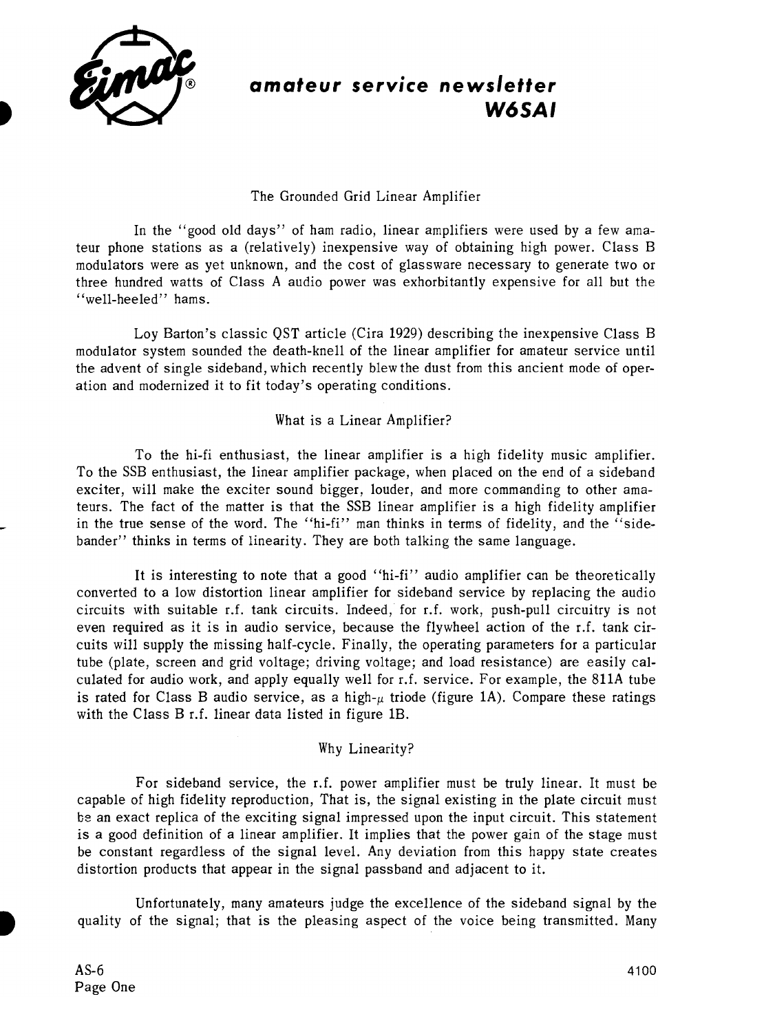# amateur service newsletter
## W6SAI

### The Grounded Grid Linear Amplifier

In the "good old days" of ham radio, linear amplifiers were used by a few amateur phone stations as a (relatively) inexpensive way of obtaining high power. Class B modulators were as yet unknown, and the cost of glassware necessary to generate two or three hundred watts of Class A audio power was exhorbitantly expensive for all but the "well-heeled" hams.

Loy Barton's classic QST article (Cira 1929) describing the inexpensive Class B modulator system sounded the death-knell of the linear amplifier for amateur service until the advent of single sideband, which recently blew the dust from this ancient mode of operation and modernized it to fit today's operating conditions.

### What is a Linear Amplifier?

To the hi-fi enthusiast, the linear amplifier is a high fidelity music amplifier. To the SSB enthusiast, the linear amplifier package, when placed on the end of a sideband exciter, will make the exciter sound bigger, louder, and more commanding to other amateurs. The fact of the matter is that the SSB linear amplifier is a high fidelity amplifier in the true sense of the word. The "hi-fi" man thinks in terms of fidelity, and the "sidebander" thinks in terms of linearity. They are both talking the same language.

It is interesting to note that a good "hi-fi" audio amplifier can be theoretically converted to a low distortion linear amplifier for sideband service by replacing the audio circuits with suitable r.f. tank circuits. Indeed, for r.f. work, push-pull circuitry is not even required as it is in audio service, because the flywheel action of the r.f. tank circuits will supply the missing half-cycle. Finally, the operating parameters for a particular tube (plate, screen and grid voltage; driving voltage; and load resistance) are easily calculated for audio work, and apply equally well for r.f. service. For example, the 811A tube is rated for Class B audio service, as a high-$\mu$ triode (figure 1A). Compare these ratings with the Class B r.f. linear data listed in figure 1B.

### Why Linearity?

For sideband service, the r.f. power amplifier must be truly linear. It must be capable of high fidelity reproduction, That is, the signal existing in the plate circuit must be an exact replica of the exciting signal impressed upon the input circuit. This statement is a good definition of a linear amplifier. It implies that the power gain of the stage must be constant regardless of the signal level. Any deviation from this happy state creates distortion products that appear in the signal passband and adjacent to it.

Unfortunately, many amateurs judge the excellence of the sideband signal by the quality of the signal; that is the pleasing aspect of the voice being transmitted. Many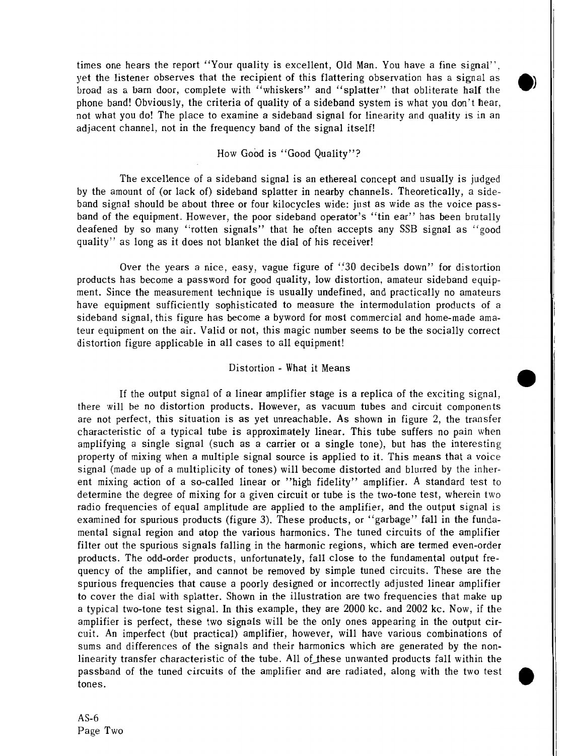times one hears the report "Your quality is excellent, Old Man. You have a fine signal", yet the listener observes that the recipient of this flattering observation has a signal as broad as a barn door, complete with "whiskers" and "splatter" that obliterate half the phone band! Obviously, the criteria of quality of a sideband system is what you don't hear, not what you do! The place to examine a sideband signal for linearity and quality is in an adjacent channel, not in the frequency band of the signal itself!

## How Good is "Good Quality"?

The excellence of a sideband signal is an ethereal concept and usually is judged by the amount of (or lack of) sideband splatter in nearby channels. Theoretically, a sideband signal should be about three or four kilocycles wide: just as wide as the voice passband of the equipment. However, the poor sideband operator's "tin ear" has been brutally deafened by so many "rotten signals" that he often accepts any SSB signal as "good quality" as long as it does not blanket the dial of his receiver!

Over the years a nice, easy, vague figure of "30 decibels down" for distortion products has become a password for good quality, low distortion, amateur sideband equipment. Since the measurement technique is usually undefined, and practically no amateurs have equipment sufficiently sophisticated to measure the intermodulation products of a sideband signal, this figure has become a byword for most commercial and home-made amateur equipment on the air. Valid or not, this magic number seems to be the socially correct distortion figure applicable in all cases to all equipment!

## Distortion - What it Means

If the output signal of a linear amplifier stage is a replica of the exciting signal, there will be no distortion products. However, as vacuum tubes and circuit components are not perfect, this situation is as yet unreachable. As shown in figure 2, the transfer characteristic of a typical tube is approximately linear. This tube suffers no pain when amplifying a single signal (such as a carrier or a single tone), but has the interesting property of mixing when a multiple signal source is applied to it. This means that a voice signal (made up of a multiplicity of tones) will become distorted and blurred by the inherent mixing action of a so-called linear or "high fidelity" amplifier. A standard test to determine the degree of mixing for a given circuit or tube is the two-tone test, wherein two radio frequencies of equal amplitude are applied to the amplifier, and the output signal is examined for spurious products (figure 3). These products, or "garbage" fall in the fundamental signal region and atop the various harmonics. The tuned circuits of the amplifier filter out the spurious signals falling in the harmonic regions, which are termed even-order products. The odd-order products, unfortunately, fall close to the fundamental output frequency of the amplifier, and cannot be removed by simple tuned circuits. These are the spurious frequencies that cause a poorly designed or incorrectly adjusted linear amplifier to cover the dial with splatter. Shown in the illustration are two frequencies that make up a typical two-tone test signal. In this example, they are 2000 kc. and 2002 kc. Now, if the amplifier is perfect, these two signals will be the only ones appearing in the output circuit. An imperfect (but practical) amplifier, however, will have various combinations of sums and differences of the signals and their harmonics which are generated by the nonlinearity transfer characteristic of the tube. All of these unwanted products fall within the passband of the tuned circuits of the amplifier and are radiated, along with the two test tones.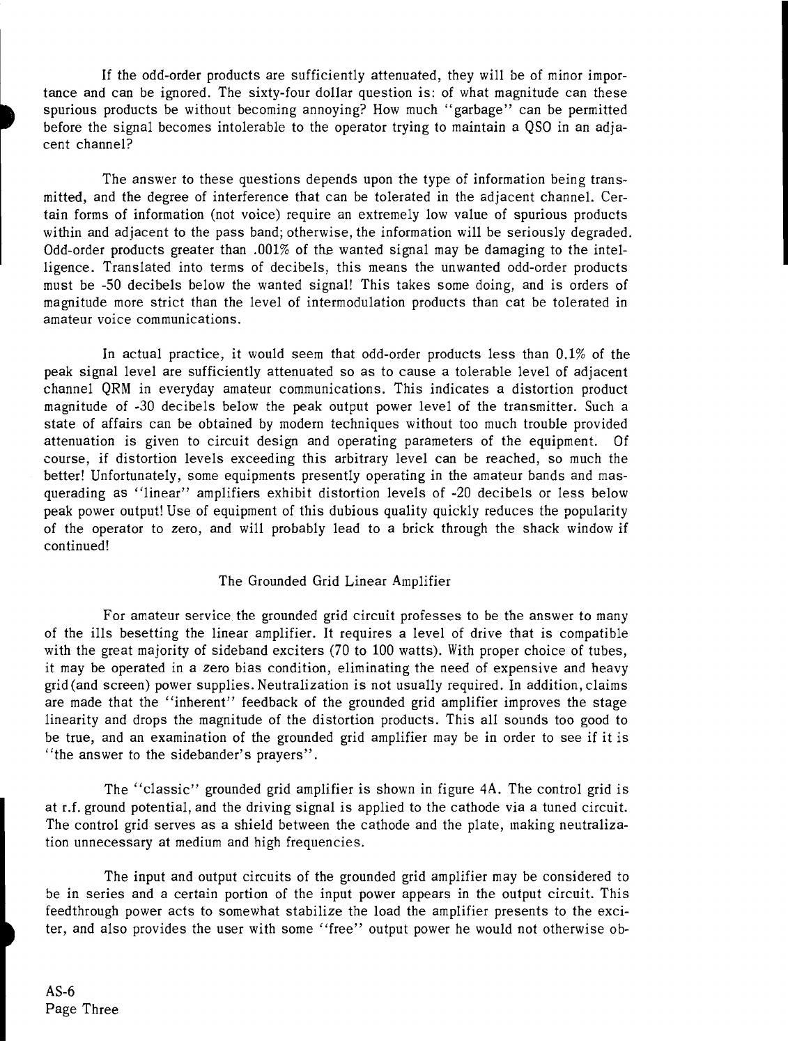If the odd-order products are sufficiently attenuated, they will be of minor importance and can be ignored. The sixty-four dollar question is: of what magnitude can these spurious products be without becoming annoying? How much "garbage" can be permitted before the signal becomes intolerable to the operator trying to maintain a QSO in an adjacent channel?

The answer to these questions depends upon the type of information being transmitted, and the degree of interference that can be tolerated in the adjacent channel. Certain forms of information (not voice) require an extremely low value of spurious products within and adjacent to the pass band; otherwise, the information will be seriously degraded. Odd-order products greater than .001% of the wanted signal may be damaging to the intelligence. Translated into terms of decibels, this means the unwanted odd-order products must be -50 decibels below the wanted signal! This takes some doing, and is orders of magnitude more strict than the level of intermodulation products than cat be tolerated in amateur voice communications.

In actual practice, it would seem that odd-order products less than 0.1% of the peak signal level are sufficiently attenuated so as to cause a tolerable level of adjacent channel QRM in everyday amateur communications. This indicates a distortion product magnitude of -30 decibels below the peak output power level of the transmitter. Such a state of affairs can be obtained by modern techniques without too much trouble provided attenuation is given to circuit design and operating parameters of the equipment. Of course, if distortion levels exceeding this arbitrary level can be reached, so much the better! Unfortunately, some equipments presently operating in the amateur bands and masquerading as "linear" amplifiers exhibit distortion levels of -20 decibels or less below peak power output! Use of equipment of this dubious quality quickly reduces the popularity of the operator to zero, and will probably lead to a brick through the shack window if continued!

## The Grounded Grid Linear Amplifier

For amateur service the grounded grid circuit professes to be the answer to many of the ills besetting the linear amplifier. It requires a level of drive that is compatible with the great majority of sideband exciters (70 to 100 watts). With proper choice of tubes, it may be operated in a zero bias condition, eliminating the need of expensive and heavy grid (and screen) power supplies. Neutralization is not usually required. In addition, claims are made that the "inherent" feedback of the grounded grid amplifier improves the stage linearity and drops the magnitude of the distortion products. This all sounds too good to be true, and an examination of the grounded grid amplifier may be in order to see if it is "the answer to the sidebander's prayers".

The "classic" grounded grid amplifier is shown in figure 4A. The control grid is at r.f. ground potential, and the driving signal is applied to the cathode via a tuned circuit. The control grid serves as a shield between the cathode and the plate, making neutralization unnecessary at medium and high frequencies.

The input and output circuits of the grounded grid amplifier may be considered to be in series and a certain portion of the input power appears in the output circuit. This feedthrough power acts to somewhat stabilize the load the amplifier presents to the exciter, and also provides the user with some "free" output power he would not otherwise ob-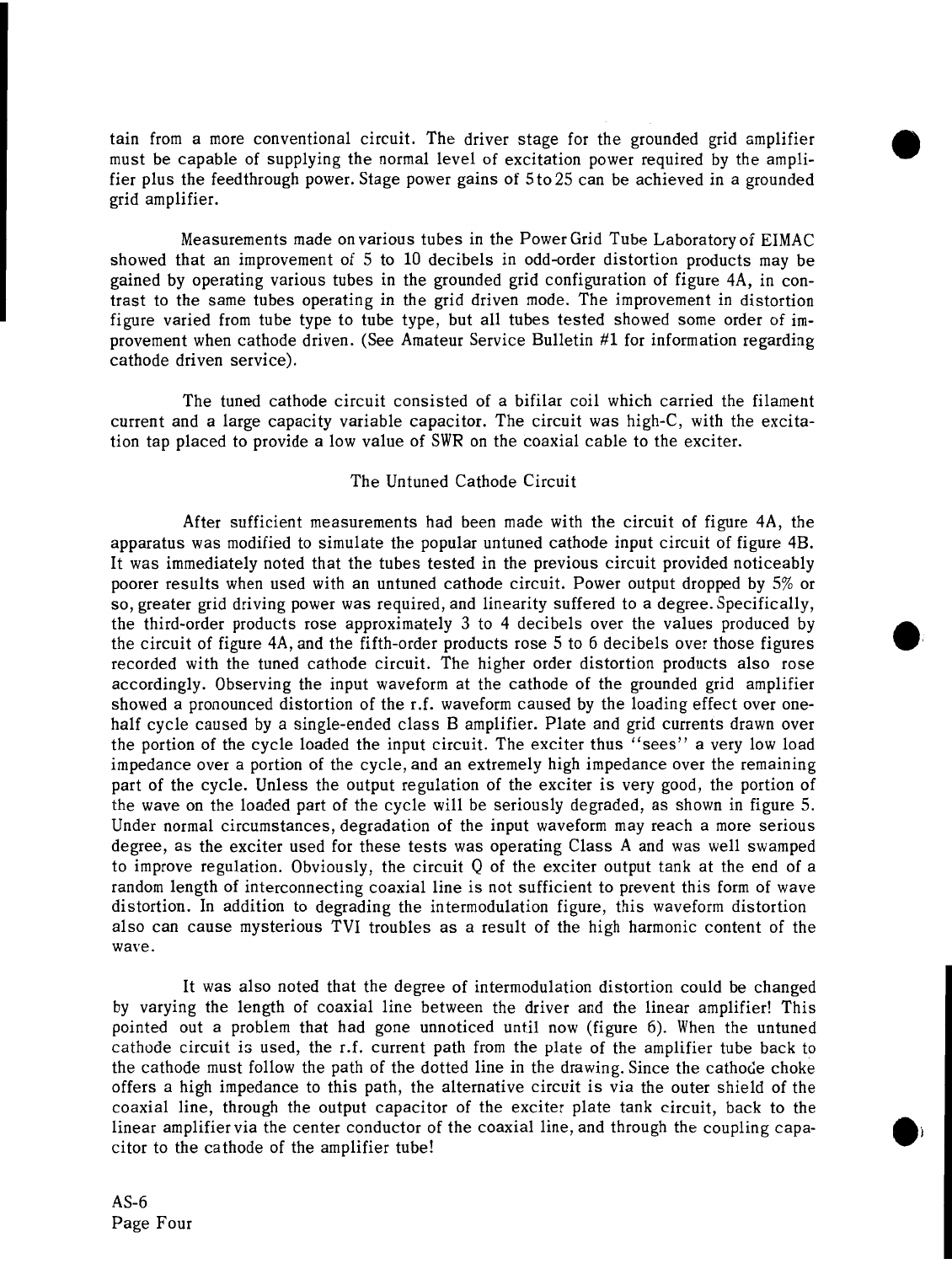tain from a more conventional circuit. The driver stage for the grounded grid amplifier must be capable of supplying the normal level of excitation power required by the amplifier plus the feedthrough power. Stage power gains of 5 to 25 can be achieved in a grounded grid amplifier.

Measurements made on various tubes in the Power Grid Tube Laboratory of EIMAC showed that an improvement of 5 to 10 decibels in odd-order distortion products may be gained by operating various tubes in the grounded grid configuration of figure 4A, in contrast to the same tubes operating in the grid driven mode. The improvement in distortion figure varied from tube type to tube type, but all tubes tested showed some order of improvement when cathode driven. (See Amateur Service Bulletin #1 for information regarding cathode driven service).

The tuned cathode circuit consisted of a bifilar coil which carried the filament current and a large capacity variable capacitor. The circuit was high-C, with the excitation tap placed to provide a low value of SWR on the coaxial cable to the exciter.

### The Untuned Cathode Circuit

After sufficient measurements had been made with the circuit of figure 4A, the apparatus was modified to simulate the popular untuned cathode input circuit of figure 4B. It was immediately noted that the tubes tested in the previous circuit provided noticeably poorer results when used with an untuned cathode circuit. Power output dropped by 5% or so, greater grid driving power was required, and linearity suffered to a degree. Specifically, the third-order products rose approximately 3 to 4 decibels over the values produced by the circuit of figure 4A, and the fifth-order products rose 5 to 6 decibels over those figures recorded with the tuned cathode circuit. The higher order distortion products also rose accordingly. Observing the input waveform at the cathode of the grounded grid amplifier showed a pronounced distortion of the r.f. waveform caused by the loading effect over one-half cycle caused by a single-ended class B amplifier. Plate and grid currents drawn over the portion of the cycle loaded the input circuit. The exciter thus "sees" a very low load impedance over a portion of the cycle, and an extremely high impedance over the remaining part of the cycle. Unless the output regulation of the exciter is very good, the portion of the wave on the loaded part of the cycle will be seriously degraded, as shown in figure 5. Under normal circumstances, degradation of the input waveform may reach a more serious degree, as the exciter used for these tests was operating Class A and was well swamped to improve regulation. Obviously, the circuit Q of the exciter output tank at the end of a random length of interconnecting coaxial line is not sufficient to prevent this form of wave distortion. In addition to degrading the intermodulation figure, this waveform distortion also can cause mysterious TVI troubles as a result of the high harmonic content of the wave.

It was also noted that the degree of intermodulation distortion could be changed by varying the length of coaxial line between the driver and the linear amplifier! This pointed out a problem that had gone unnoticed until now (figure 6). When the untuned cathode circuit is used, the r.f. current path from the plate of the amplifier tube back to the cathode must follow the path of the dotted line in the drawing. Since the cathode choke offers a high impedance to this path, the alternative circuit is via the outer shield of the coaxial line, through the output capacitor of the exciter plate tank circuit, back to the linear amplifier via the center conductor of the coaxial line, and through the coupling capacitor to the cathode of the amplifier tube!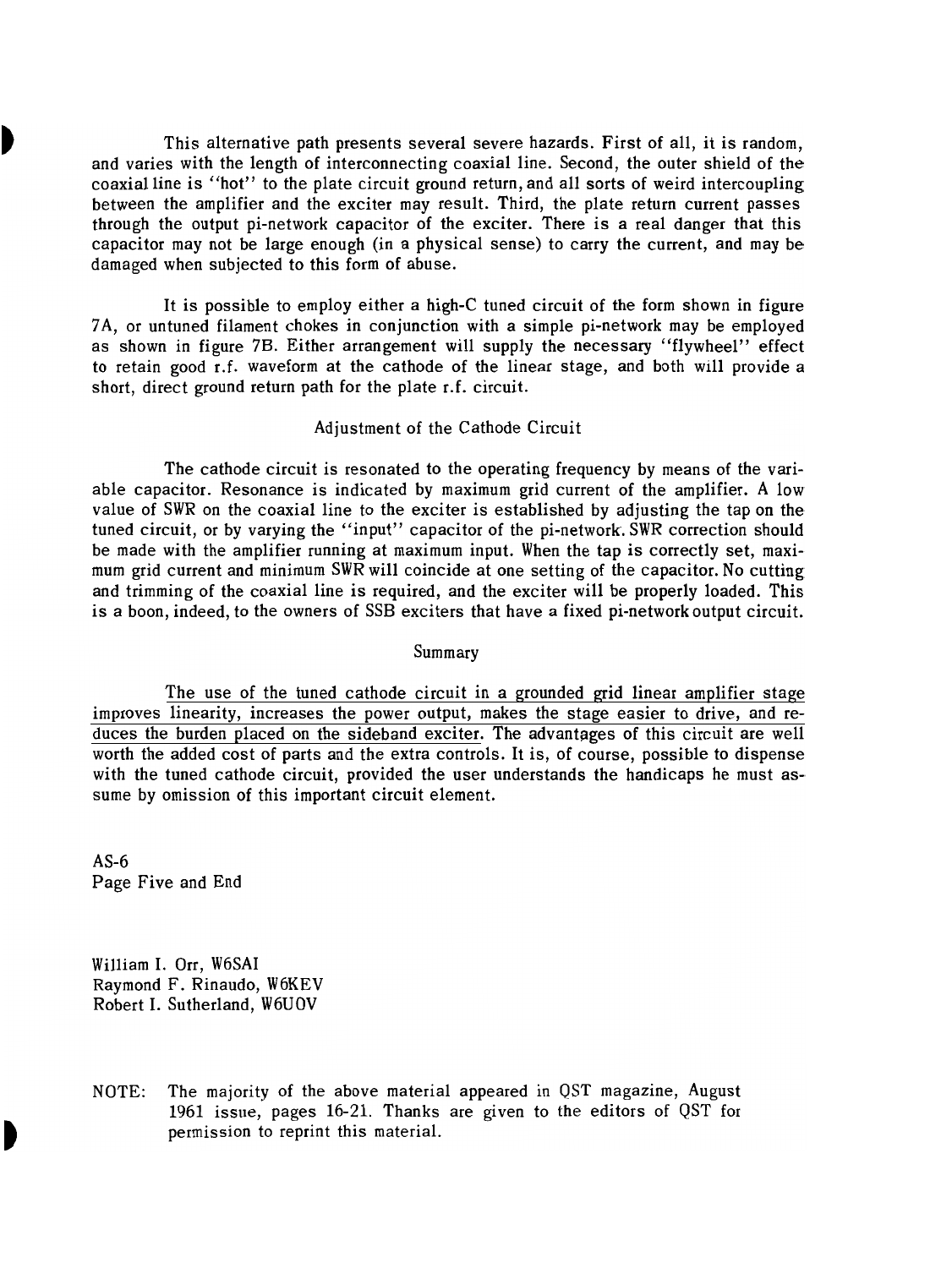This alternative path presents several severe hazards. First of all, it is random, and varies with the length of interconnecting coaxial line. Second, the outer shield of the coaxial line is "hot" to the plate circuit ground return, and all sorts of weird intercoupling between the amplifier and the exciter may result. Third, the plate return current passes through the output pi-network capacitor of the exciter. There is a real danger that this capacitor may not be large enough (in a physical sense) to carry the current, and may be damaged when subjected to this form of abuse.

It is possible to employ either a high-C tuned circuit of the form shown in figure 7A, or untuned filament chokes in conjunction with a simple pi-network may be employed as shown in figure 7B. Either arrangement will supply the necessary "flywheel" effect to retain good r.f. waveform at the cathode of the linear stage, and both will provide a short, direct ground return path for the plate r.f. circuit.

## Adjustment of the Cathode Circuit

The cathode circuit is resonated to the operating frequency by means of the variable capacitor. Resonance is indicated by maximum grid current of the amplifier. A low value of SWR on the coaxial line to the exciter is established by adjusting the tap on the tuned circuit, or by varying the "input" capacitor of the pi-network. SWR correction should be made with the amplifier running at maximum input. When the tap is correctly set, maximum grid current and minimum SWR will coincide at one setting of the capacitor. No cutting and trimming of the coaxial line is required, and the exciter will be properly loaded. This is a boon, indeed, to the owners of SSB exciters that have a fixed pi-network output circuit.

## Summary

The use of the tuned cathode circuit in a grounded grid linear amplifier stage improves linearity, increases the power output, makes the stage easier to drive, and reduces the burden placed on the sideband exciter. The advantages of this circuit are well worth the added cost of parts and the extra controls. It is, of course, possible to dispense with the tuned cathode circuit, provided the user understands the handicaps he must assume by omission of this important circuit element.

AS-6
Page Five and End

William I. Orr, W6SAI
Raymond F. Rinaudo, W6KEV
Robert I. Sutherland, W6UOV

NOTE: The majority of the above material appeared in QST magazine, August 1961 issue, pages 16-21. Thanks are given to the editors of QST for permission to reprint this material.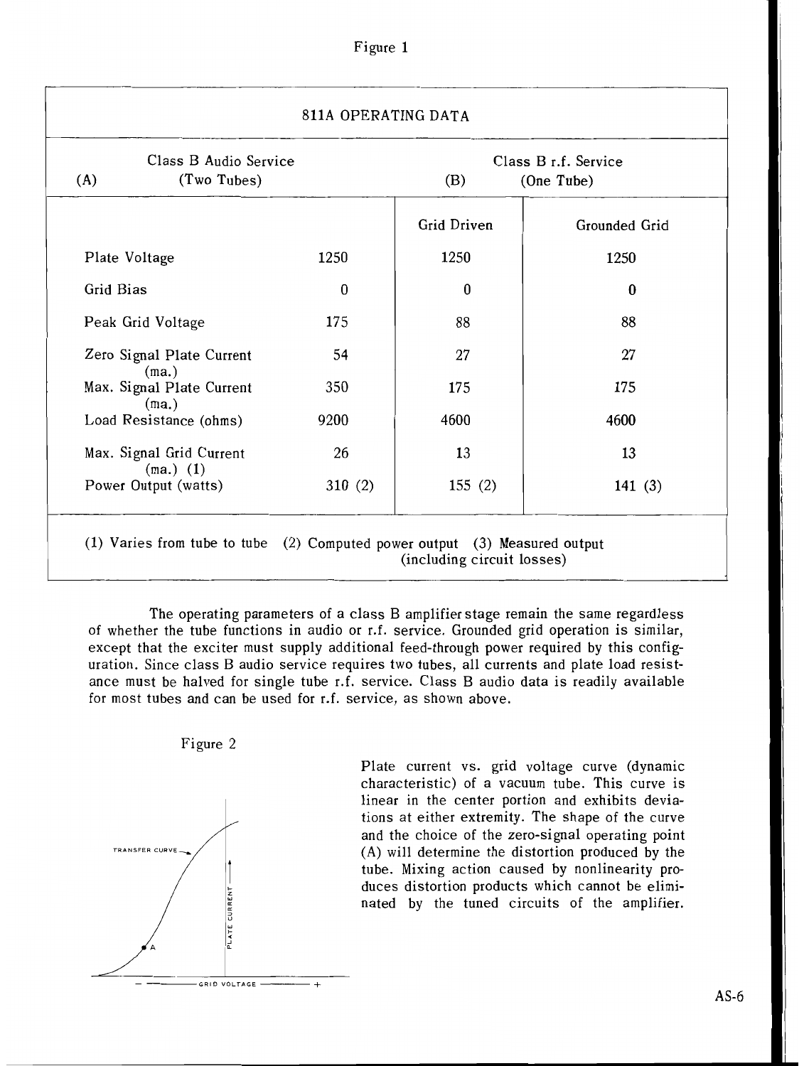Figure 1

| 811A OPERATING DATA | | | |
|---|---|---|---|
| **Class B Audio Service (A) (Two Tubes)** | | **Class B r.f. Service (B) (One Tube)** | |
| | | Grid Driven | Grounded Grid |
| Plate Voltage | 1250 | 1250 | 1250 |
| Grid Bias | 0 | 0 | 0 |
| Peak Grid Voltage | 175 | 88 | 88 |
| Zero Signal Plate Current (ma.) | 54 | 27 | 27 |
| Max. Signal Plate Current (ma.) | 350 | 175 | 175 |
| Load Resistance (ohms) | 9200 | 4600 | 4600 |
| Max. Signal Grid Current (ma.) (1) | 26 | 13 | 13 |
| Power Output (watts) | 310 (2) | 155 (2) | 141 (3) |

(1) Varies from tube to tube (2) Computed power output (3) Measured output (including circuit losses)

The operating parameters of a class B amplifier stage remain the same regardless of whether the tube functions in audio or r.f. service. Grounded grid operation is similar, except that the exciter must supply additional feed-through power required by this configuration. Since class B audio service requires two tubes, all currents and plate load resistance must be halved for single tube r.f. service. Class B audio data is readily available for most tubes and can be used for r.f. service, as shown above.

Figure 2

Plate current vs. grid voltage curve (dynamic characteristic) of a vacuum tube. This curve is linear in the center portion and exhibits deviations at either extremity. The shape of the curve and the choice of the zero-signal operating point (A) will determine the distortion produced by the tube. Mixing action caused by nonlinearity produces distortion products which cannot be eliminated by the tuned circuits of the amplifier.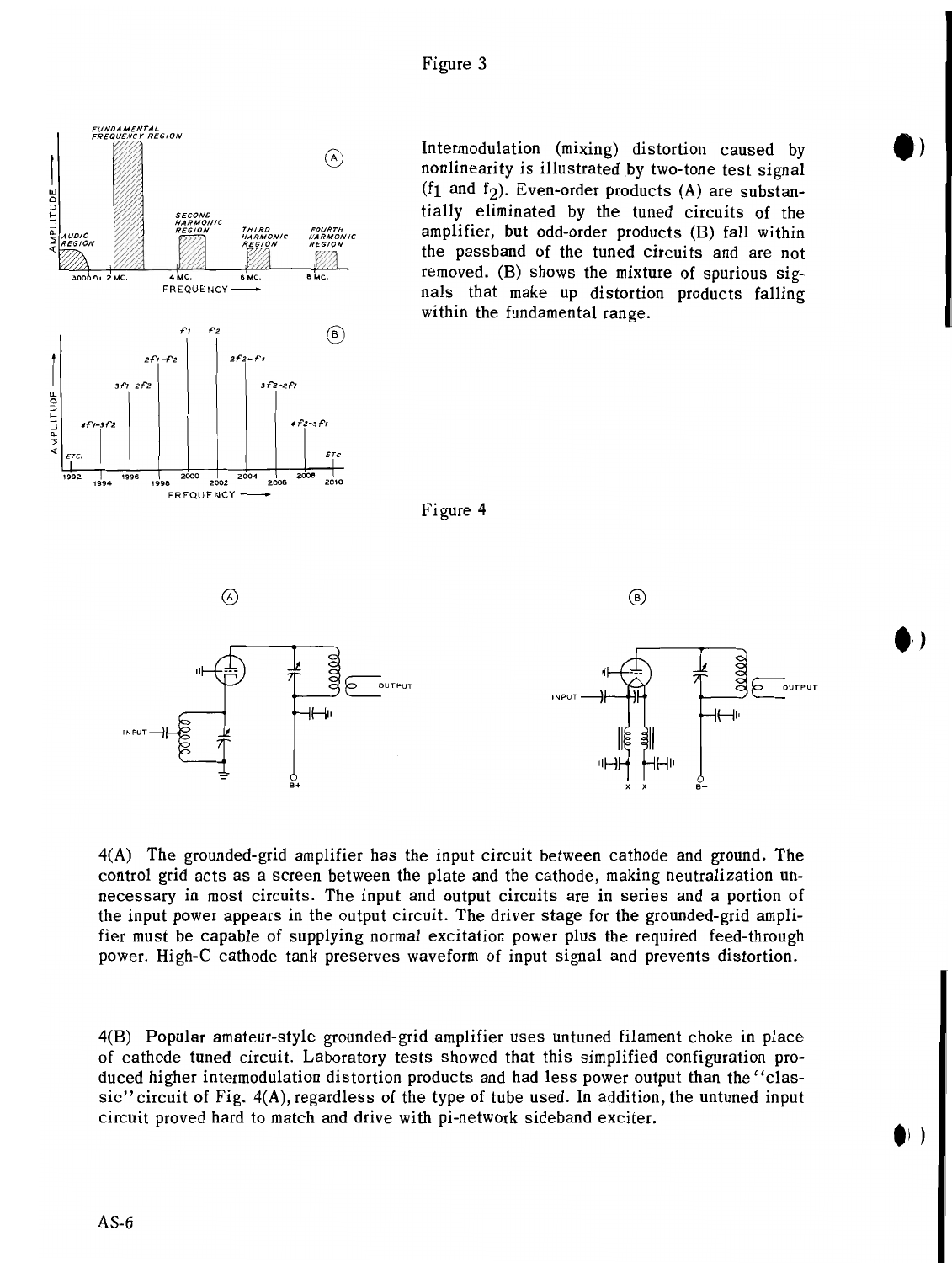Figure 3

Intermodulation (mixing) distortion caused by nonlinearity is illustrated by two-tone test signal ($f_1$ and $f_2$). Even-order products (A) are substantially eliminated by the tuned circuits of the amplifier, but odd-order products (B) fall within the passband of the tuned circuits and are not removed. (B) shows the mixture of spurious signals that make up distortion products falling within the fundamental range.

Figure 4

4(A) The grounded-grid amplifier has the input circuit between cathode and ground. The control grid acts as a screen between the plate and the cathode, making neutralization unnecessary in most circuits. The input and output circuits are in series and a portion of the input power appears in the output circuit. The driver stage for the grounded-grid amplifier must be capable of supplying normal excitation power plus the required feed-through power. High-C cathode tank preserves waveform of input signal and prevents distortion.

4(B) Popular amateur-style grounded-grid amplifier uses untuned filament choke in place of cathode tuned circuit. Laboratory tests showed that this simplified configuration produced higher intermodulation distortion products and had less power output than the "classic" circuit of Fig. 4(A), regardless of the type of tube used. In addition, the untuned input circuit proved hard to match and drive with pi-network sideband exciter.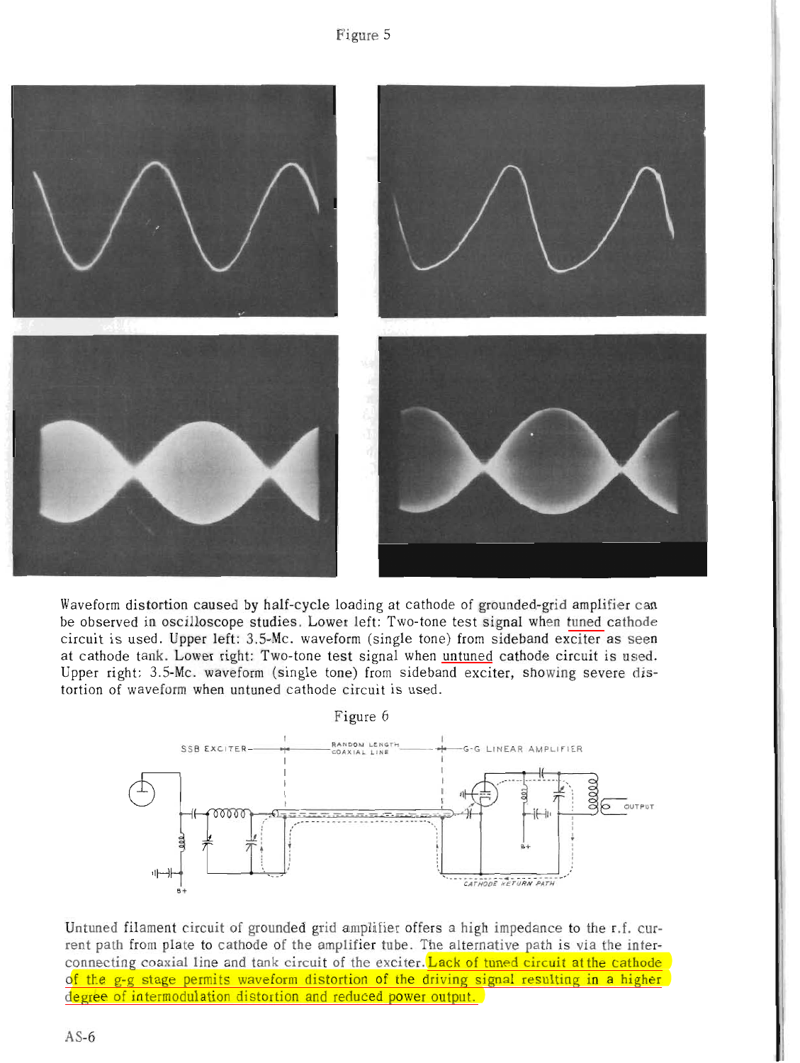Figure 5

Waveform distortion caused by half-cycle loading at cathode of grounded-grid amplifier can be observed in oscilloscope studies. Lower left: Two-tone test signal when tuned cathode circuit is used. Upper left: 3.5-Mc. waveform (single tone) from sideband exciter as seen at cathode tank. Lower right: Two-tone test signal when untuned cathode circuit is used. Upper right: 3.5-Mc. waveform (single tone) from sideband exciter, showing severe distortion of waveform when untuned cathode circuit is used.

Figure 6

SSB EXCITER — RANDOM LENGTH COAXIAL LINE — G-G LINEAR AMPLIFIER

OUTPUT

B+

CATHODE RETURN PATH

Untuned filament circuit of grounded grid amplifier offers a high impedance to the r.f. current path from plate to cathode of the amplifier tube. The alternative path is via the interconnecting coaxial line and tank circuit of the exciter. Lack of tuned circuit at the cathode of the g-g stage permits waveform distortion of the driving signal resulting in a higher degree of intermodulation distortion and reduced power output.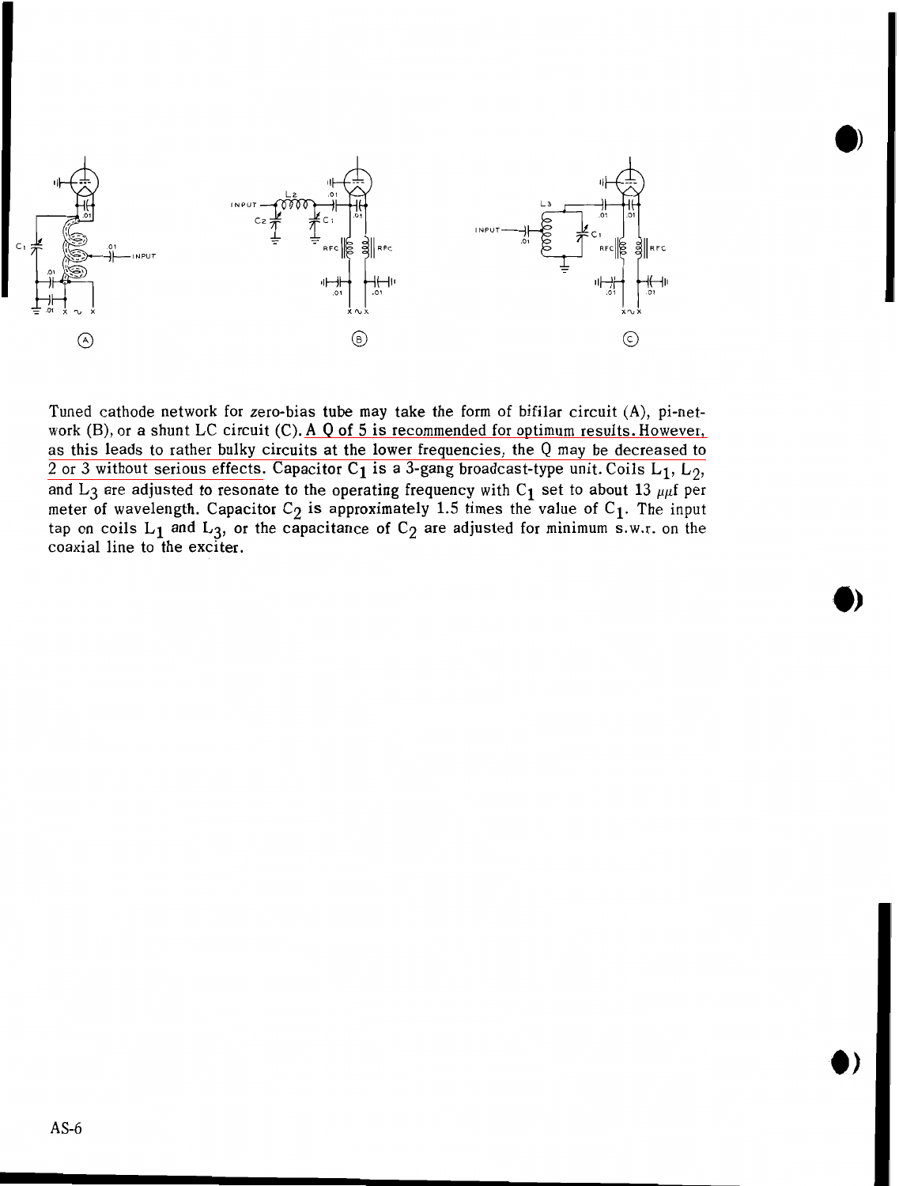Tuned cathode network for zero-bias tube may take the form of bifilar circuit (A), pi-network (B), or a shunt LC circuit (C). A Q of 5 is recommended for optimum results. However, as this leads to rather bulky circuits at the lower frequencies, the Q may be decreased to 2 or 3 without serious effects. Capacitor $C_1$ is a 3-gang broadcast-type unit. Coils $L_1$, $L_2$, and $L_3$ are adjusted to resonate to the operating frequency with $C_1$ set to about 13 $\mu\mu$f per meter of wavelength. Capacitor $C_2$ is approximately 1.5 times the value of $C_1$. The input tap on coils $L_1$ and $L_3$, or the capacitance of $C_2$ are adjusted for minimum s.w.r. on the coaxial line to the exciter.